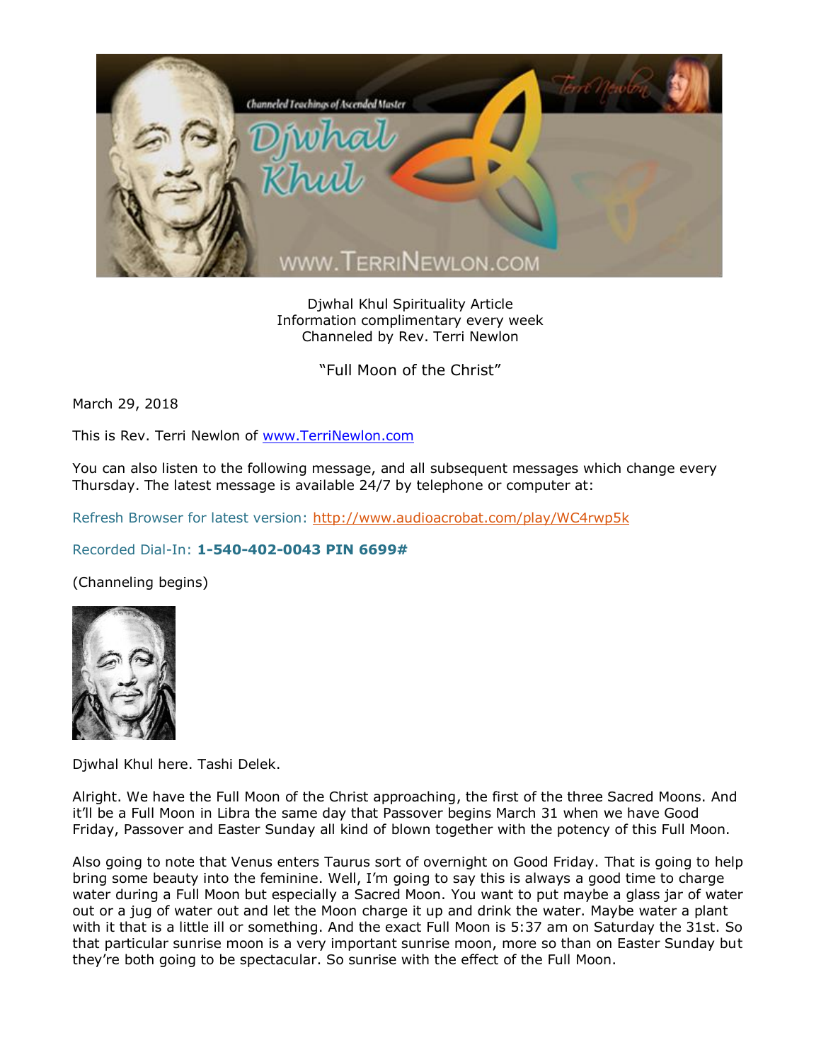Djwhal Khul Spirituality Article
Information complimentary every week
Channeled by Rev. Terri Newlon

"Full Moon of the Christ"

March 29, 2018

This is Rev. Terri Newlon of www.TerriNewlon.com

You can also listen to the following message, and all subsequent messages which change every Thursday. The latest message is available 24/7 by telephone or computer at:

Refresh Browser for latest version: http://www.audioacrobat.com/play/WC4rwp5k

Recorded Dial-In: **1-540-402-0043 PIN 6699#**

(Channeling begins)

Djwhal Khul here. Tashi Delek.

Alright. We have the Full Moon of the Christ approaching, the first of the three Sacred Moons. And it'll be a Full Moon in Libra the same day that Passover begins March 31 when we have Good Friday, Passover and Easter Sunday all kind of blown together with the potency of this Full Moon.

Also going to note that Venus enters Taurus sort of overnight on Good Friday. That is going to help bring some beauty into the feminine. Well, I'm going to say this is always a good time to charge water during a Full Moon but especially a Sacred Moon. You want to put maybe a glass jar of water out or a jug of water out and let the Moon charge it up and drink the water. Maybe water a plant with it that is a little ill or something. And the exact Full Moon is 5:37 am on Saturday the 31st. So that particular sunrise moon is a very important sunrise moon, more so than on Easter Sunday but they're both going to be spectacular. So sunrise with the effect of the Full Moon.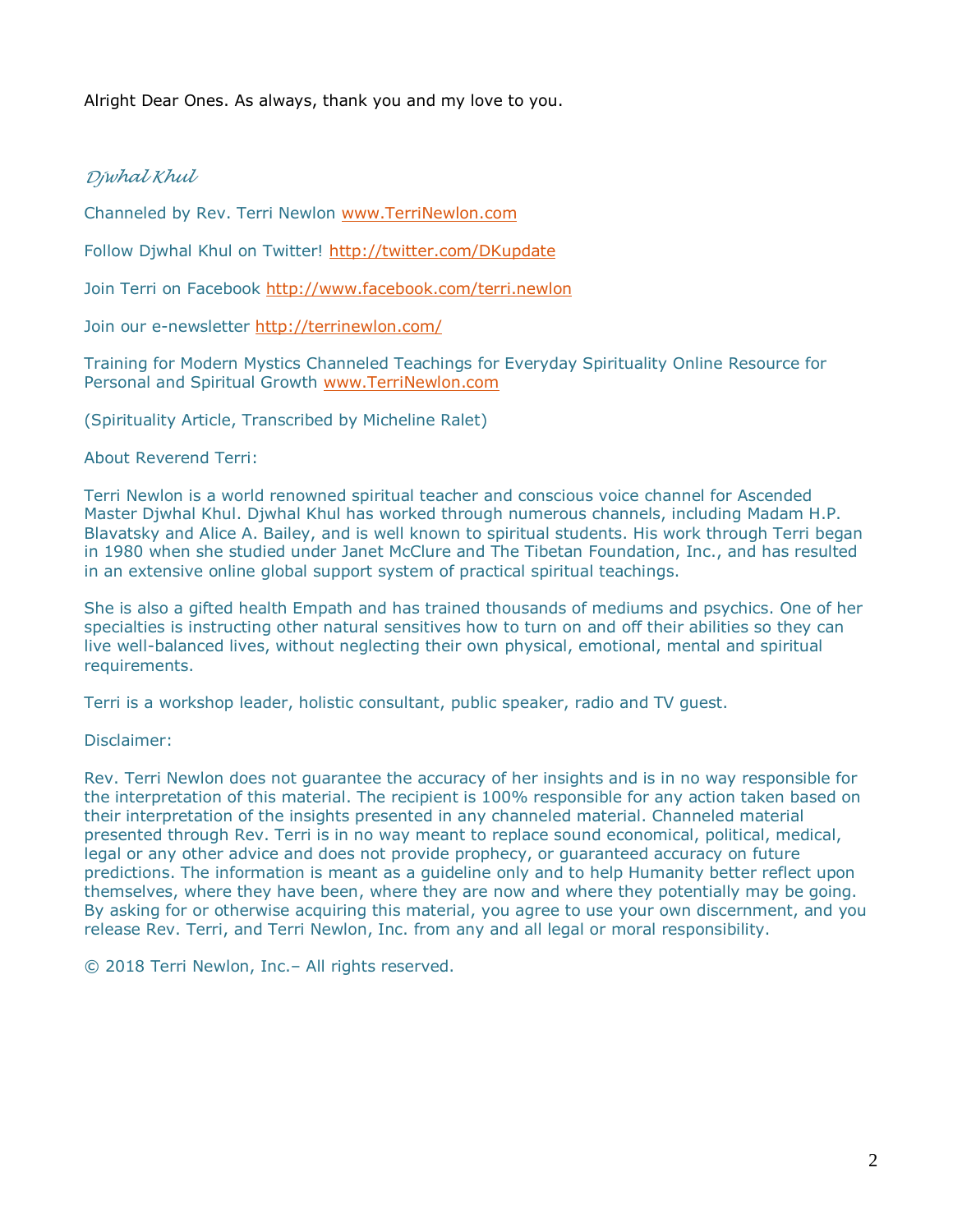Alright Dear Ones. As always, thank you and my love to you.

*Djwhal Khul*

Channeled by Rev. Terri Newlon www.TerriNewlon.com

Follow Djwhal Khul on Twitter! http://twitter.com/DKupdate

Join Terri on Facebook http://www.facebook.com/terri.newlon

Join our e-newsletter http://terrinewlon.com/

Training for Modern Mystics Channeled Teachings for Everyday Spirituality Online Resource for Personal and Spiritual Growth www.TerriNewlon.com

(Spirituality Article, Transcribed by Micheline Ralet)

About Reverend Terri:

Terri Newlon is a world renowned spiritual teacher and conscious voice channel for Ascended Master Djwhal Khul. Djwhal Khul has worked through numerous channels, including Madam H.P. Blavatsky and Alice A. Bailey, and is well known to spiritual students. His work through Terri began in 1980 when she studied under Janet McClure and The Tibetan Foundation, Inc., and has resulted in an extensive online global support system of practical spiritual teachings.

She is also a gifted health Empath and has trained thousands of mediums and psychics. One of her specialties is instructing other natural sensitives how to turn on and off their abilities so they can live well-balanced lives, without neglecting their own physical, emotional, mental and spiritual requirements.

Terri is a workshop leader, holistic consultant, public speaker, radio and TV guest.

Disclaimer:

Rev. Terri Newlon does not guarantee the accuracy of her insights and is in no way responsible for the interpretation of this material. The recipient is 100% responsible for any action taken based on their interpretation of the insights presented in any channeled material. Channeled material presented through Rev. Terri is in no way meant to replace sound economical, political, medical, legal or any other advice and does not provide prophecy, or guaranteed accuracy on future predictions. The information is meant as a guideline only and to help Humanity better reflect upon themselves, where they have been, where they are now and where they potentially may be going. By asking for or otherwise acquiring this material, you agree to use your own discernment, and you release Rev. Terri, and Terri Newlon, Inc. from any and all legal or moral responsibility.

© 2018 Terri Newlon, Inc.– All rights reserved.